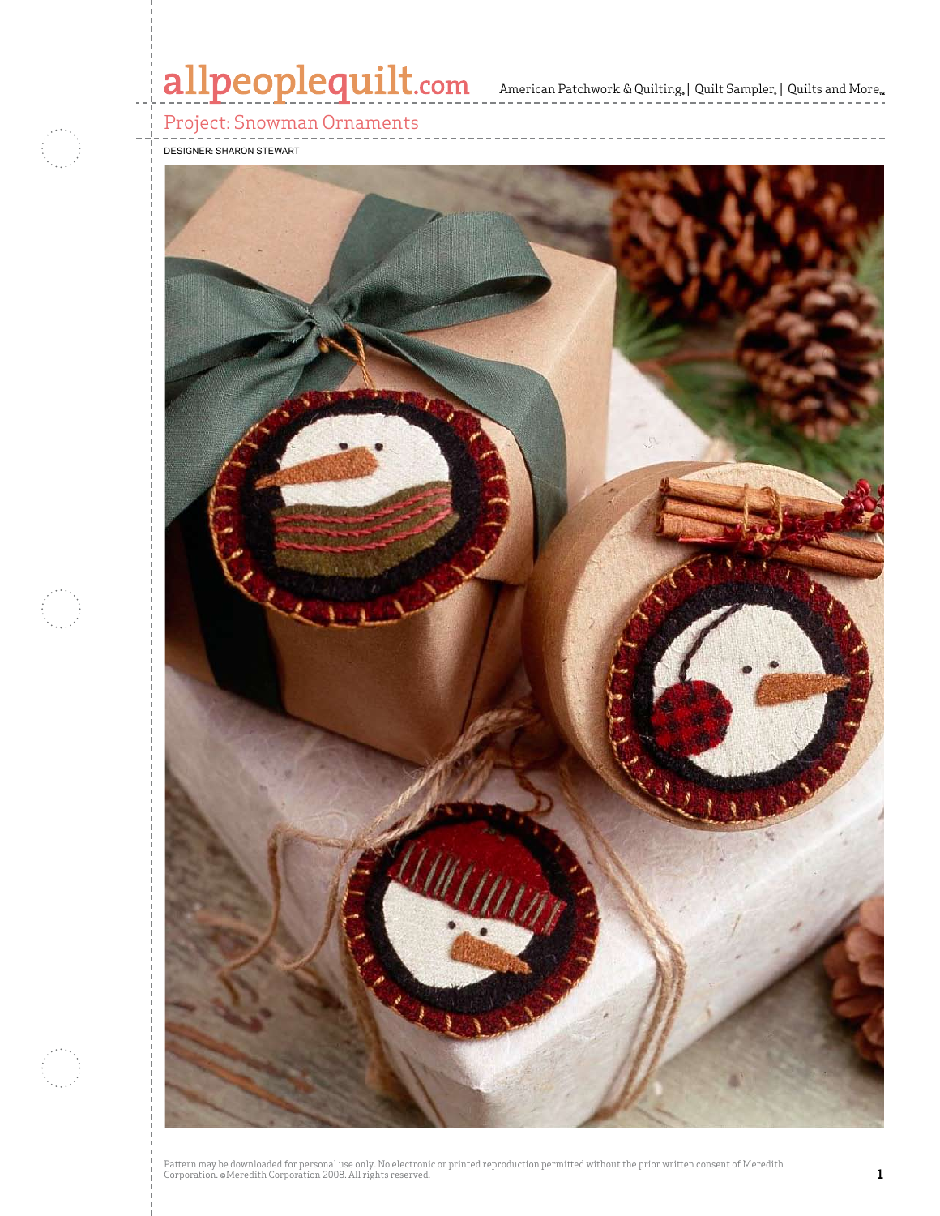# Project: Snowman Ornaments

DESIGNER: SHARON STEWART

Pattern may be downloaded for personal use only. No electronic or printed reproduction permitted without the prior written consent of Meredith Corporation. ©Meredith Corporation 2008. All rights reserved.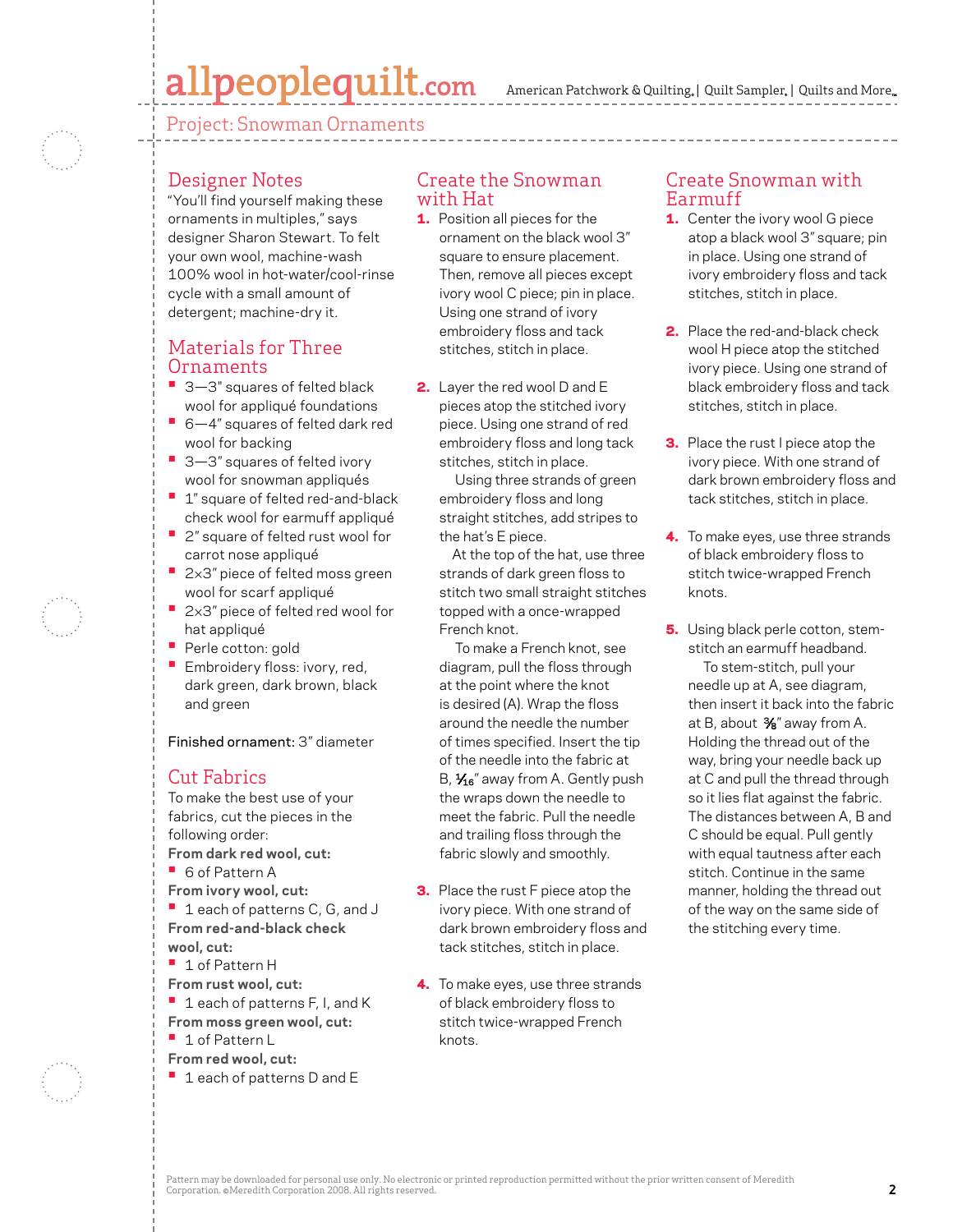Project: Snowman Ornaments

## Designer Notes

"You'll find yourself making these ornaments in multiples," says designer Sharon Stewart. To felt your own wool, machine-wash 100% wool in hot-water/cool-rinse cycle with a small amount of detergent; machine-dry it.

## Materials for Three Ornaments

- 3—3" squares of felted black wool for appliqué foundations
- 6—4" squares of felted dark red wool for backing
- 3—3" squares of felted ivory wool for snowman appliqués
- 1" square of felted red-and-black check wool for earmuff appliqué
- 2" square of felted rust wool for carrot nose appliqué
- 2×3" piece of felted moss green wool for scarf appliqué
- 2×3" piece of felted red wool for hat appliqué
- Perle cotton: gold
- Embroidery floss: ivory, red, dark green, dark brown, black and green

**Finished ornament:** 3" diameter

## Cut Fabrics

To make the best use of your fabrics, cut the pieces in the following order:

**From dark red wool, cut:**

- 6 of Pattern A

**From ivory wool, cut:**

- 1 each of patterns C, G, and J

**From red-and-black check wool, cut:**

- 1 of Pattern H

**From rust wool, cut:**

- 1 each of patterns F, I, and K

**From moss green wool, cut:**

- 1 of Pattern L

**From red wool, cut:**

- 1 each of patterns D and E

## Create the Snowman with Hat

1. Position all pieces for the ornament on the black wool 3" square to ensure placement. Then, remove all pieces except ivory wool C piece; pin in place. Using one strand of ivory embroidery floss and tack stitches, stitch in place.

2. Layer the red wool D and E pieces atop the stitched ivory piece. Using one strand of red embroidery floss and long tack stitches, stitch in place.

   Using three strands of green embroidery floss and long straight stitches, add stripes to the hat's E piece.

   At the top of the hat, use three strands of dark green floss to stitch two small straight stitches topped with a once-wrapped French knot.

   To make a French knot, see diagram, pull the floss through at the point where the knot is desired (A). Wrap the floss around the needle the number of times specified. Insert the tip of the needle into the fabric at B, 1⁄16" away from A. Gently push the wraps down the needle to meet the fabric. Pull the needle and trailing floss through the fabric slowly and smoothly.

3. Place the rust F piece atop the ivory piece. With one strand of dark brown embroidery floss and tack stitches, stitch in place.

4. To make eyes, use three strands of black embroidery floss to stitch twice-wrapped French knots.

## Create Snowman with Earmuff

1. Center the ivory wool G piece atop a black wool 3" square; pin in place. Using one strand of ivory embroidery floss and tack stitches, stitch in place.

2. Place the red-and-black check wool H piece atop the stitched ivory piece. Using one strand of black embroidery floss and tack stitches, stitch in place.

3. Place the rust I piece atop the ivory piece. With one strand of dark brown embroidery floss and tack stitches, stitch in place.

4. To make eyes, use three strands of black embroidery floss to stitch twice-wrapped French knots.

5. Using black perle cotton, stem-stitch an earmuff headband.

   To stem-stitch, pull your needle up at A, see diagram, then insert it back into the fabric at B, about 3⁄8" away from A. Holding the thread out of the way, bring your needle back up at C and pull the thread through so it lies flat against the fabric. The distances between A, B and C should be equal. Pull gently with equal tautness after each stitch. Continue in the same manner, holding the thread out of the way on the same side of the stitching every time.

Pattern may be downloaded for personal use only. No electronic or printed reproduction permitted without the prior written consent of Meredith Corporation. ©Meredith Corporation 2008. All rights reserved.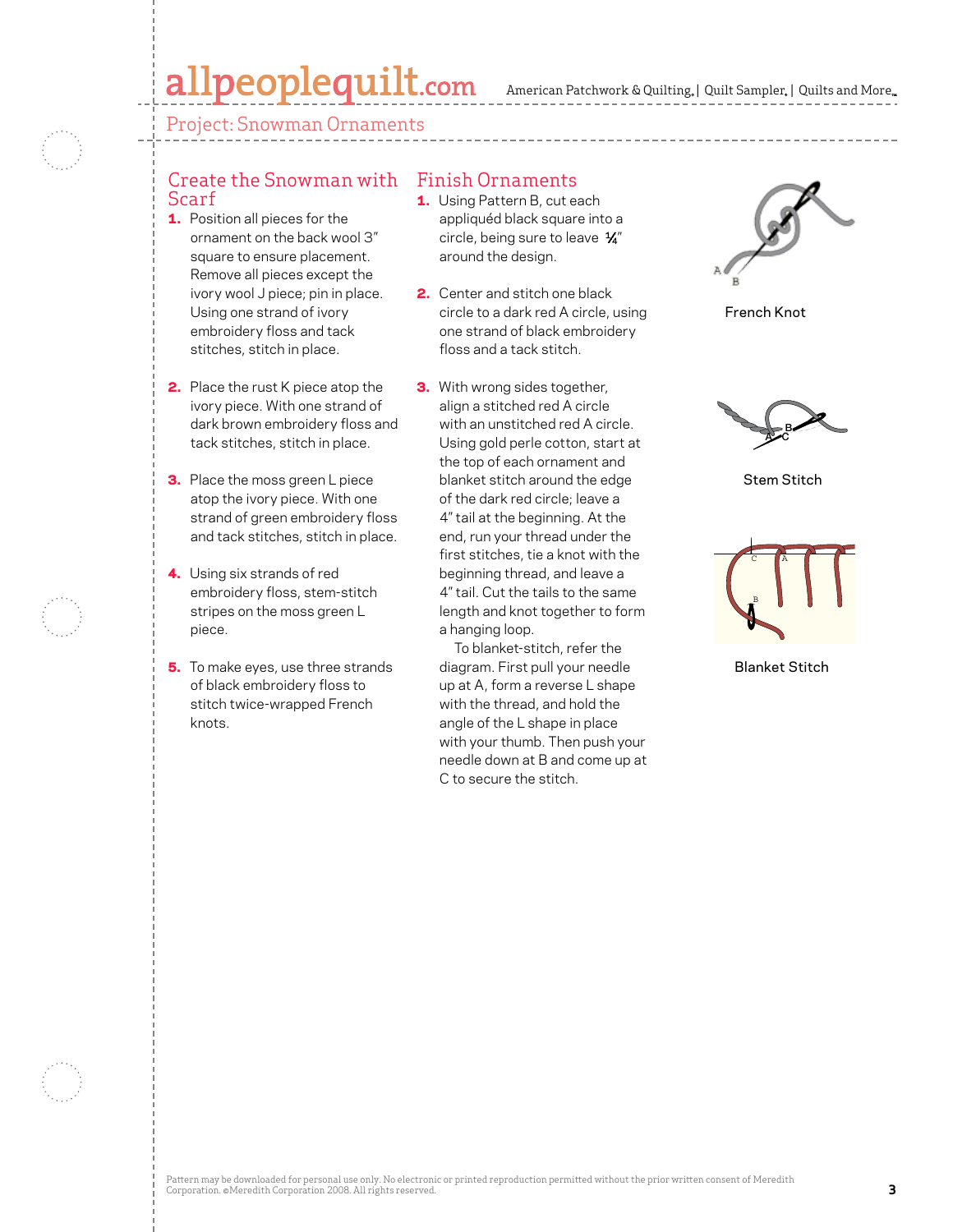## Project: Snowman Ornaments

### Create the Snowman with Scarf

1. Position all pieces for the ornament on the back wool 3" square to ensure placement. Remove all pieces except the ivory wool J piece; pin in place. Using one strand of ivory embroidery floss and tack stitches, stitch in place.

2. Place the rust K piece atop the ivory piece. With one strand of dark brown embroidery floss and tack stitches, stitch in place.

3. Place the moss green L piece atop the ivory piece. With one strand of green embroidery floss and tack stitches, stitch in place.

4. Using six strands of red embroidery floss, stem-stitch stripes on the moss green L piece.

5. To make eyes, use three strands of black embroidery floss to stitch twice-wrapped French knots.

### Finish Ornaments

1. Using Pattern B, cut each appliquéd black square into a circle, being sure to leave ¼" around the design.

2. Center and stitch one black circle to a dark red A circle, using one strand of black embroidery floss and a tack stitch.

3. With wrong sides together, align a stitched red A circle with an unstitched red A circle. Using gold perle cotton, start at the top of each ornament and blanket stitch around the edge of the dark red circle; leave a 4" tail at the beginning. At the end, run your thread under the first stitches, tie a knot with the beginning thread, and leave a 4" tail. Cut the tails to the same length and knot together to form a hanging loop.

   To blanket-stitch, refer the diagram. First pull your needle up at A, form a reverse L shape with the thread, and hold the angle of the L shape in place with your thumb. Then push your needle down at B and come up at C to secure the stitch.

French Knot

Stem Stitch

Blanket Stitch

Pattern may be downloaded for personal use only. No electronic or printed reproduction permitted without the prior written consent of Meredith Corporation. ©Meredith Corporation 2008. All rights reserved.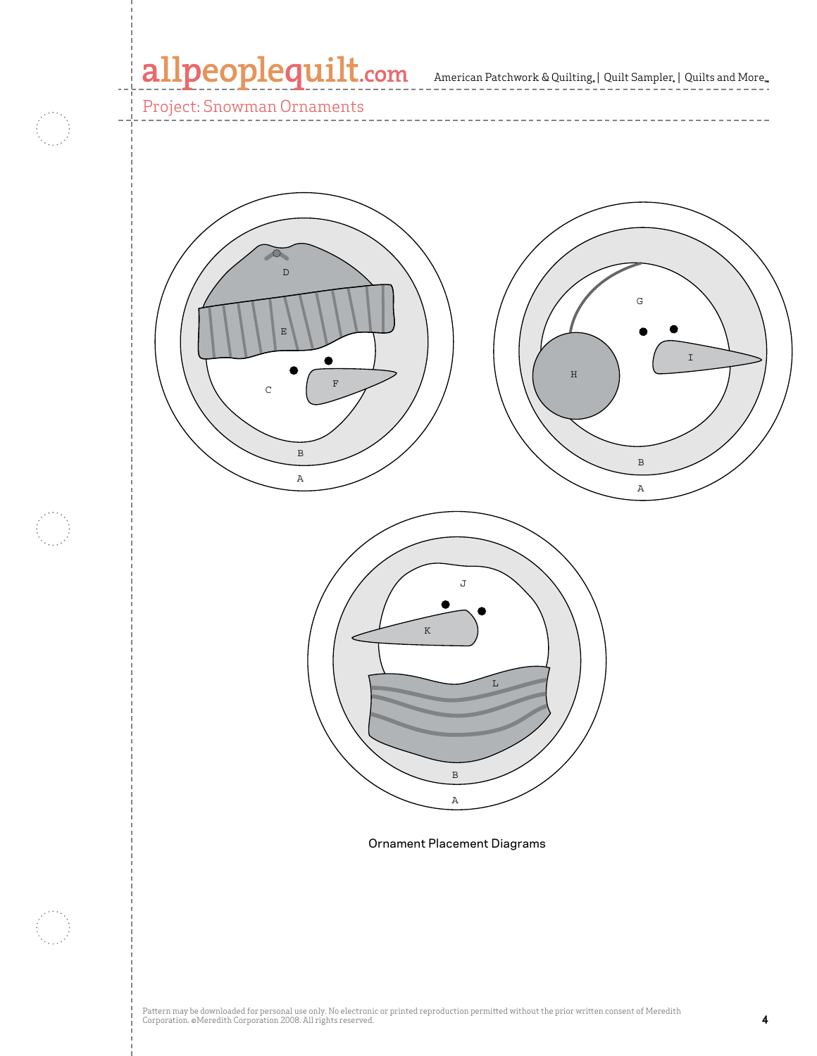Project: Snowman Ornaments

D

E

C

F

B

A

G

H

I

B

A

J

K

L

B

A

Ornament Placement Diagrams

Pattern may be downloaded for personal use only. No electronic or printed reproduction permitted without the prior written consent of Meredith Corporation. ©Meredith Corporation 2008. All rights reserved.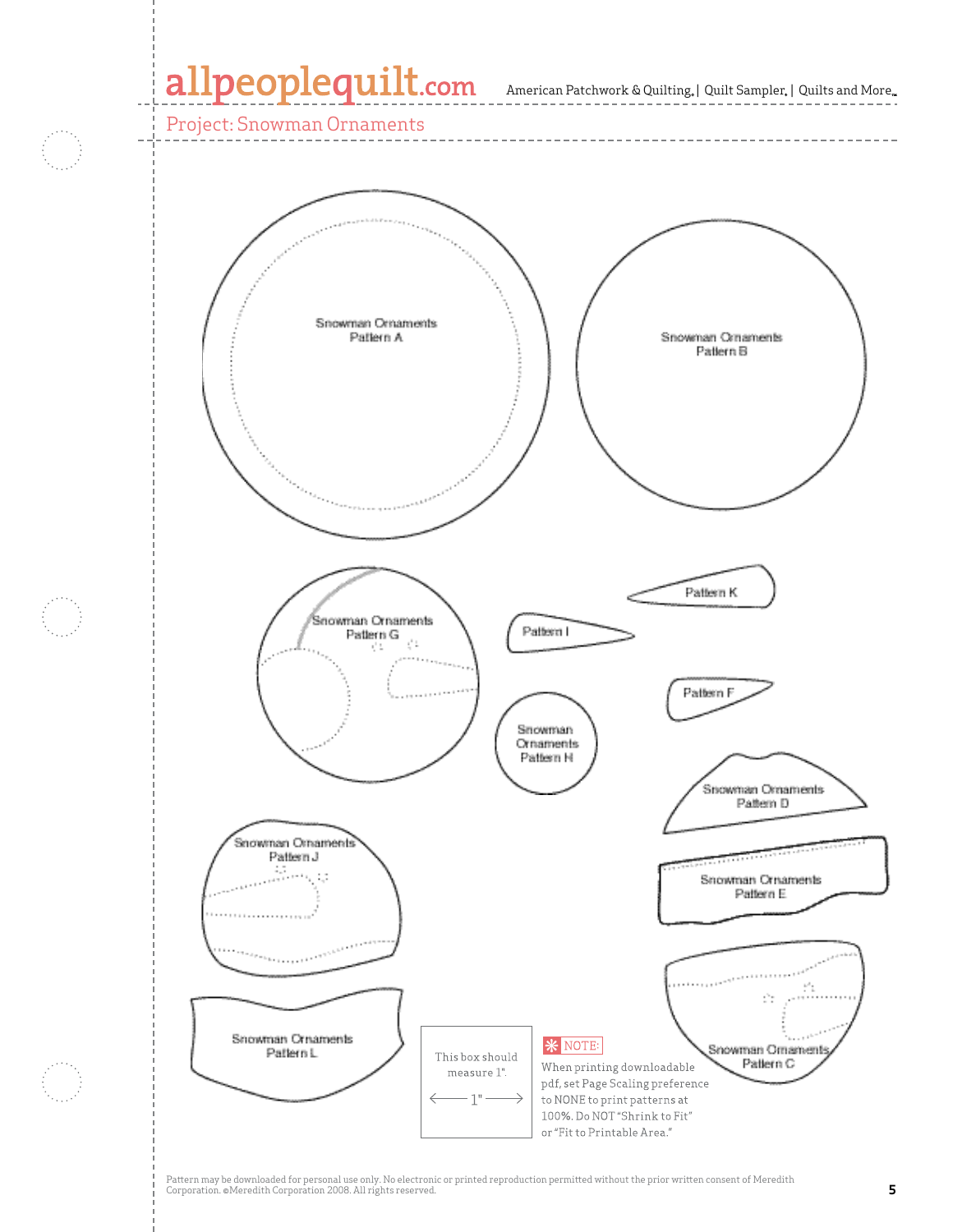Project: Snowman Ornaments

Snowman Ornaments
Pattern A

Snowman Ornaments
Pattern B

Snowman Ornaments
Pattern G

Pattern K

Pattern I

Pattern F

Snowman
Ornaments
Pattern H

Snowman Ornaments
Pattern D

Snowman Ornaments
Pattern J

Snowman Ornaments
Pattern E

Snowman Ornaments
Pattern C

Snowman Ornaments
Pattern L

This box should measure 1".

1"

**NOTE:** When printing downloadable pdf, set Page Scaling preference to NONE to print patterns at 100%. Do NOT "Shrink to Fit" or "Fit to Printable Area."

Pattern may be downloaded for personal use only. No electronic or printed reproduction permitted without the prior written consent of Meredith Corporation. ©Meredith Corporation 2008. All rights reserved.